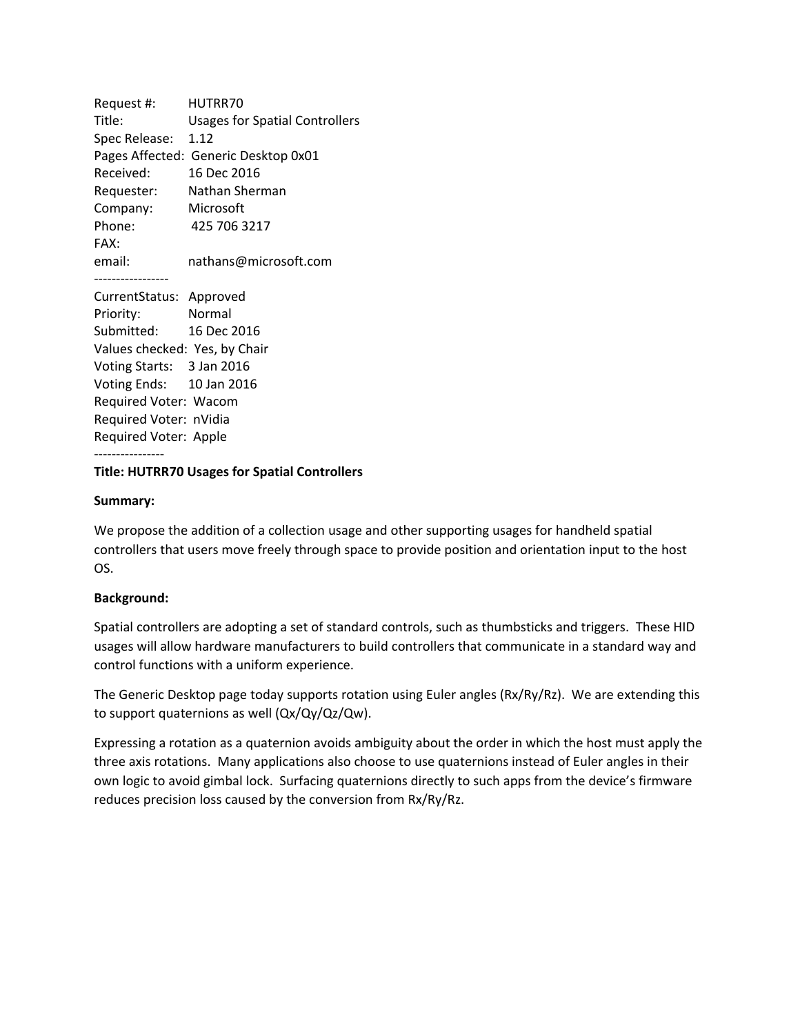Request #: HUTRR70
Title: Usages for Spatial Controllers
Spec Release: 1.12
Pages Affected: Generic Desktop 0x01
Received: 16 Dec 2016
Requester: Nathan Sherman
Company: Microsoft
Phone: 425 706 3217
FAX:
email: nathans@microsoft.com

-----------------

CurrentStatus: Approved
Priority: Normal
Submitted: 16 Dec 2016
Values checked: Yes, by Chair
Voting Starts: 3 Jan 2016
Voting Ends: 10 Jan 2016
Required Voter: Wacom
Required Voter: nVidia
Required Voter: Apple

----------------

**Title: HUTRR70 Usages for Spatial Controllers**

**Summary:**

We propose the addition of a collection usage and other supporting usages for handheld spatial controllers that users move freely through space to provide position and orientation input to the host OS.

**Background:**

Spatial controllers are adopting a set of standard controls, such as thumbsticks and triggers. These HID usages will allow hardware manufacturers to build controllers that communicate in a standard way and control functions with a uniform experience.

The Generic Desktop page today supports rotation using Euler angles (Rx/Ry/Rz). We are extending this to support quaternions as well (Qx/Qy/Qz/Qw).

Expressing a rotation as a quaternion avoids ambiguity about the order in which the host must apply the three axis rotations. Many applications also choose to use quaternions instead of Euler angles in their own logic to avoid gimbal lock. Surfacing quaternions directly to such apps from the device's firmware reduces precision loss caused by the conversion from Rx/Ry/Rz.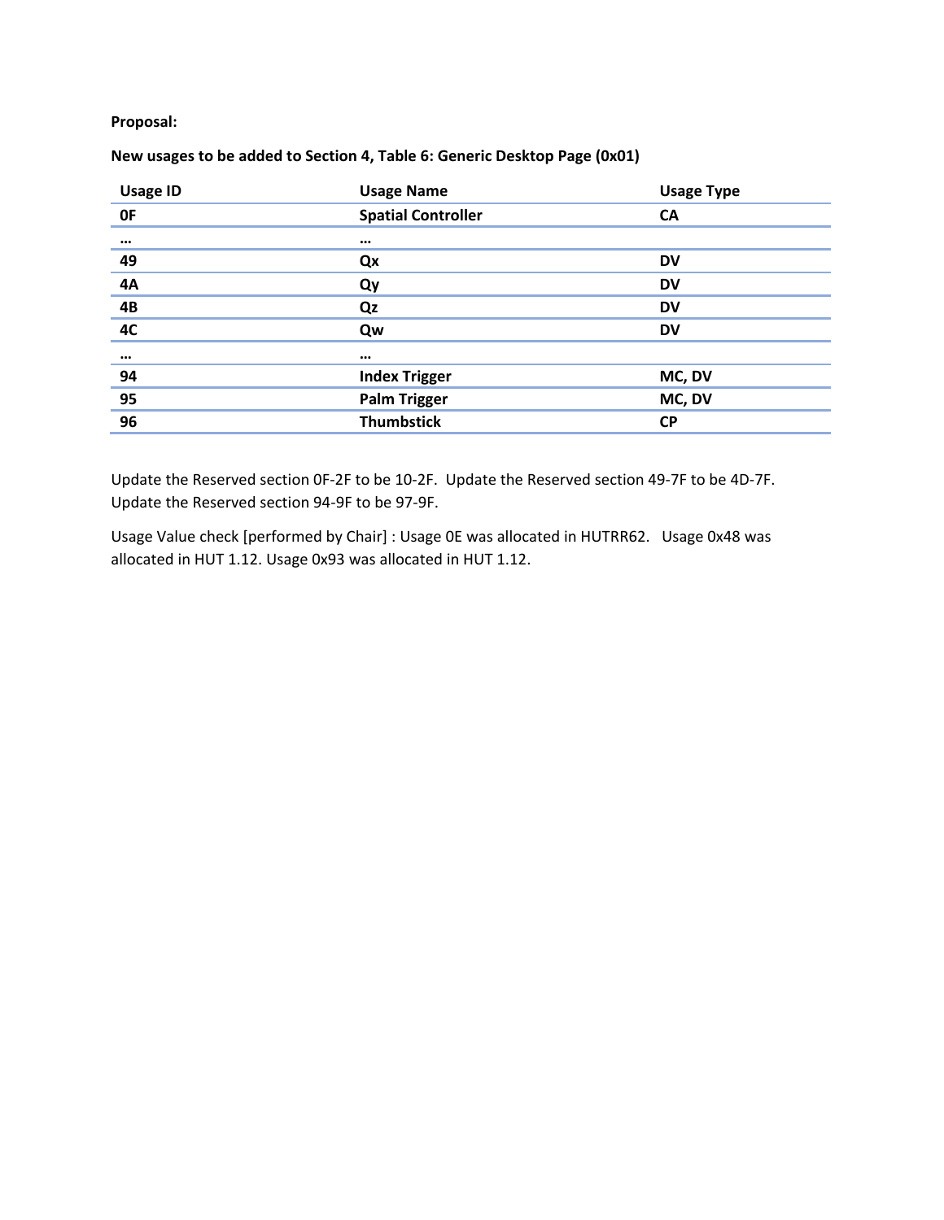**Proposal:**

**New usages to be added to Section 4, Table 6: Generic Desktop Page (0x01)**

| Usage ID | Usage Name | Usage Type |
|---|---|---|
| **0F** | **Spatial Controller** | **CA** |
| **…** | **…** | |
| **49** | **Qx** | **DV** |
| **4A** | **Qy** | **DV** |
| **4B** | **Qz** | **DV** |
| **4C** | **Qw** | **DV** |
| **…** | **…** | |
| **94** | **Index Trigger** | **MC, DV** |
| **95** | **Palm Trigger** | **MC, DV** |
| **96** | **Thumbstick** | **CP** |

Update the Reserved section 0F-2F to be 10-2F. Update the Reserved section 49-7F to be 4D-7F. Update the Reserved section 94-9F to be 97-9F.

Usage Value check [performed by Chair] : Usage 0E was allocated in HUTRR62. Usage 0x48 was allocated in HUT 1.12. Usage 0x93 was allocated in HUT 1.12.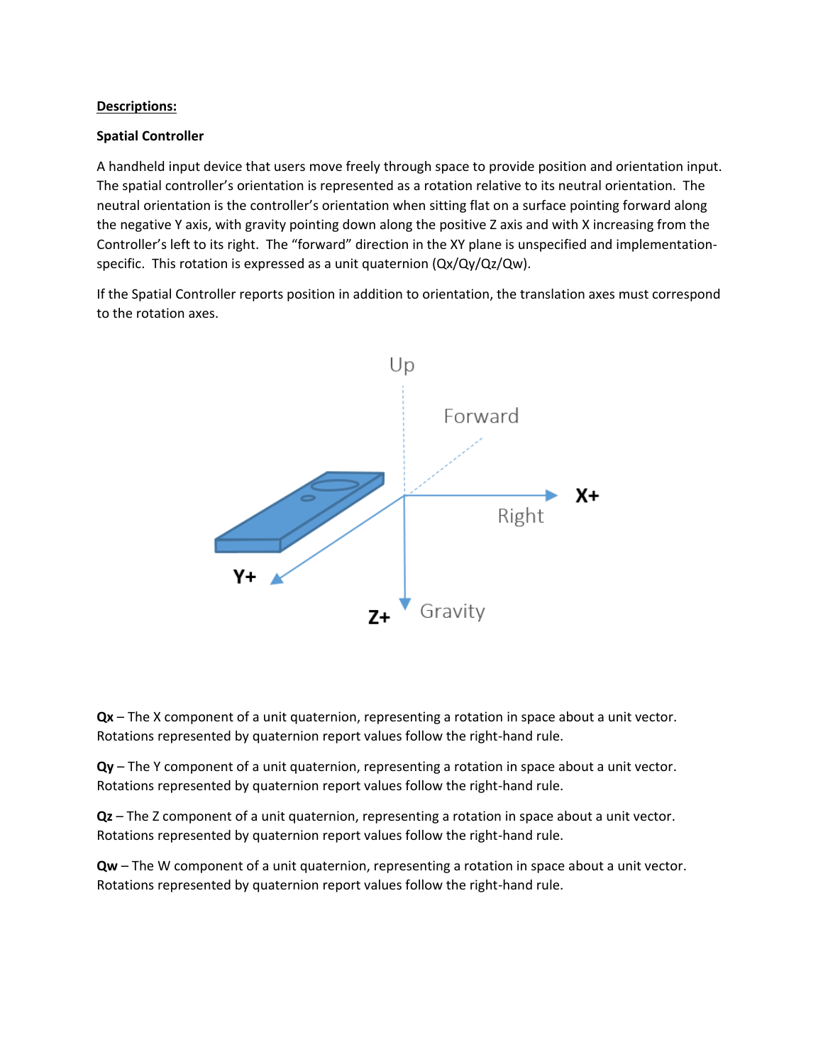**Descriptions:**

**Spatial Controller**

A handheld input device that users move freely through space to provide position and orientation input. The spatial controller's orientation is represented as a rotation relative to its neutral orientation. The neutral orientation is the controller's orientation when sitting flat on a surface pointing forward along the negative Y axis, with gravity pointing down along the positive Z axis and with X increasing from the Controller's left to its right. The "forward" direction in the XY plane is unspecified and implementation-specific. This rotation is expressed as a unit quaternion (Qx/Qy/Qz/Qw).

If the Spatial Controller reports position in addition to orientation, the translation axes must correspond to the rotation axes.

**Qx** – The X component of a unit quaternion, representing a rotation in space about a unit vector. Rotations represented by quaternion report values follow the right-hand rule.

**Qy** – The Y component of a unit quaternion, representing a rotation in space about a unit vector. Rotations represented by quaternion report values follow the right-hand rule.

**Qz** – The Z component of a unit quaternion, representing a rotation in space about a unit vector. Rotations represented by quaternion report values follow the right-hand rule.

**Qw** – The W component of a unit quaternion, representing a rotation in space about a unit vector. Rotations represented by quaternion report values follow the right-hand rule.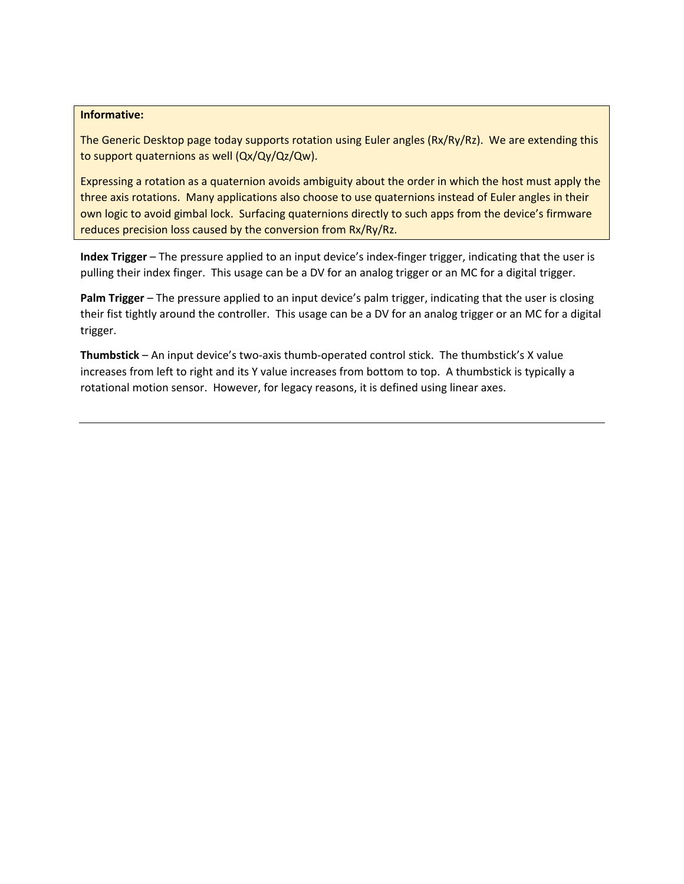> **Informative:**
>
> The Generic Desktop page today supports rotation using Euler angles (Rx/Ry/Rz). We are extending this to support quaternions as well (Qx/Qy/Qz/Qw).
>
> Expressing a rotation as a quaternion avoids ambiguity about the order in which the host must apply the three axis rotations. Many applications also choose to use quaternions instead of Euler angles in their own logic to avoid gimbal lock. Surfacing quaternions directly to such apps from the device's firmware reduces precision loss caused by the conversion from Rx/Ry/Rz.

**Index Trigger** – The pressure applied to an input device's index-finger trigger, indicating that the user is pulling their index finger. This usage can be a DV for an analog trigger or an MC for a digital trigger.

**Palm Trigger** – The pressure applied to an input device's palm trigger, indicating that the user is closing their fist tightly around the controller. This usage can be a DV for an analog trigger or an MC for a digital trigger.

**Thumbstick** – An input device's two-axis thumb-operated control stick. The thumbstick's X value increases from left to right and its Y value increases from bottom to top. A thumbstick is typically a rotational motion sensor. However, for legacy reasons, it is defined using linear axes.

---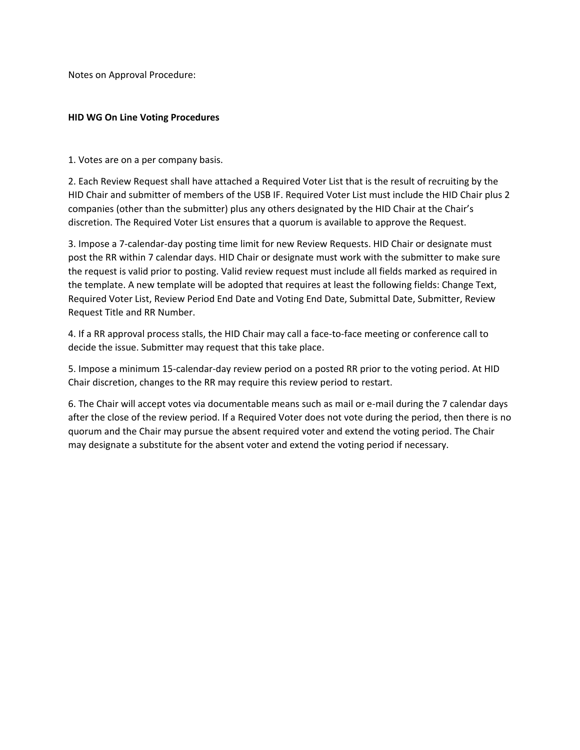Notes on Approval Procedure:

**HID WG On Line Voting Procedures**

1. Votes are on a per company basis.

2. Each Review Request shall have attached a Required Voter List that is the result of recruiting by the HID Chair and submitter of members of the USB IF. Required Voter List must include the HID Chair plus 2 companies (other than the submitter) plus any others designated by the HID Chair at the Chair's discretion. The Required Voter List ensures that a quorum is available to approve the Request.

3. Impose a 7-calendar-day posting time limit for new Review Requests. HID Chair or designate must post the RR within 7 calendar days. HID Chair or designate must work with the submitter to make sure the request is valid prior to posting. Valid review request must include all fields marked as required in the template. A new template will be adopted that requires at least the following fields: Change Text, Required Voter List, Review Period End Date and Voting End Date, Submittal Date, Submitter, Review Request Title and RR Number.

4. If a RR approval process stalls, the HID Chair may call a face-to-face meeting or conference call to decide the issue. Submitter may request that this take place.

5. Impose a minimum 15-calendar-day review period on a posted RR prior to the voting period. At HID Chair discretion, changes to the RR may require this review period to restart.

6. The Chair will accept votes via documentable means such as mail or e-mail during the 7 calendar days after the close of the review period. If a Required Voter does not vote during the period, then there is no quorum and the Chair may pursue the absent required voter and extend the voting period. The Chair may designate a substitute for the absent voter and extend the voting period if necessary.